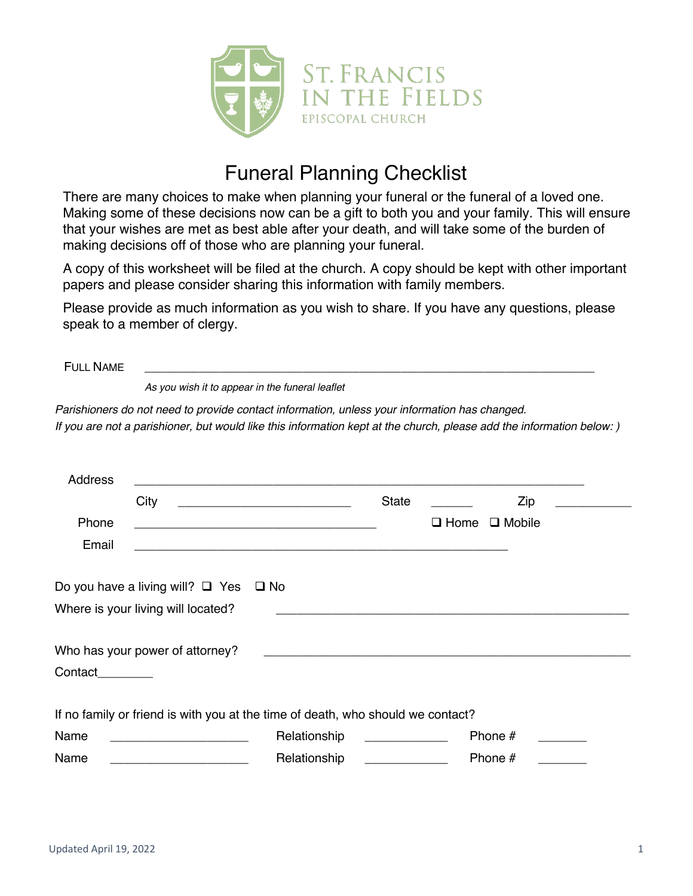ST. FRANCIS IN THE FIELDS
EPISCOPAL CHURCH

# Funeral Planning Checklist

There are many choices to make when planning your funeral or the funeral of a loved one. Making some of these decisions now can be a gift to both you and your family. This will ensure that your wishes are met as best able after your death, and will take some of the burden of making decisions off of those who are planning your funeral.

A copy of this worksheet will be filed at the church. A copy should be kept with other important papers and please consider sharing this information with family members.

Please provide as much information as you wish to share. If you have any questions, please speak to a member of clergy.

FULL NAME ____________________________________________________________

*As you wish it to appear in the funeral leaflet*

*Parishioners do not need to provide contact information, unless your information has changed.*
*If you are not a parishioner, but would like this information kept at the church, please add the information below: )*

Address ____________________________________________________________

City ________________________ State ______ Zip ___________

Phone ___________________________________ ❑ Home ❑ Mobile

Email _____________________________________________________

Do you have a living will? ❑ Yes ❑ No

Where is your living will located? _______________________________________________

Who has your power of attorney? _______________________________________________

Contact________

If no family or friend is with you at the time of death, who should we contact?

Name ____________________ Relationship ____________ Phone # _______

Name ____________________ Relationship ____________ Phone # _______

Updated April 19, 2022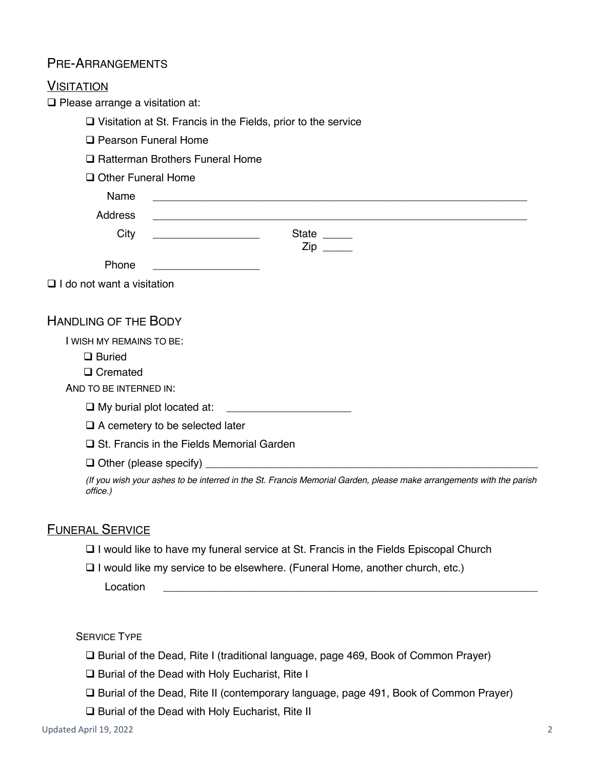## Pre-Arrangements

### Visitation

❑ Please arrange a visitation at:

- ❑ Visitation at St. Francis in the Fields, prior to the service
- ❑ Pearson Funeral Home
- ❑ Ratterman Brothers Funeral Home
- ❑ Other Funeral Home

Name ________________________________________________________________

Address ________________________________________________________________

City __________________ State _____ Zip _____

Phone __________________

❑ I do not want a visitation

## Handling of the Body

I wish my remains to be:

- ❑ Buried
- ❑ Cremated

And to be interned in:

- ❑ My burial plot located at: _____________________
- ❑ A cemetery to be selected later
- ❑ St. Francis in the Fields Memorial Garden
- ❑ Other (please specify) ____________________________________________________

*(If you wish your ashes to be interred in the St. Francis Memorial Garden, please make arrangements with the parish office.)*

### Funeral Service

- ❑ I would like to have my funeral service at St. Francis in the Fields Episcopal Church
- ❑ I would like my service to be elsewhere. (Funeral Home, another church, etc.)

Location ________________________________________________________________

Service Type

- ❑ Burial of the Dead, Rite I (traditional language, page 469, Book of Common Prayer)
- ❑ Burial of the Dead with Holy Eucharist, Rite I
- ❑ Burial of the Dead, Rite II (contemporary language, page 491, Book of Common Prayer)
- ❑ Burial of the Dead with Holy Eucharist, Rite II

Updated April 19, 2022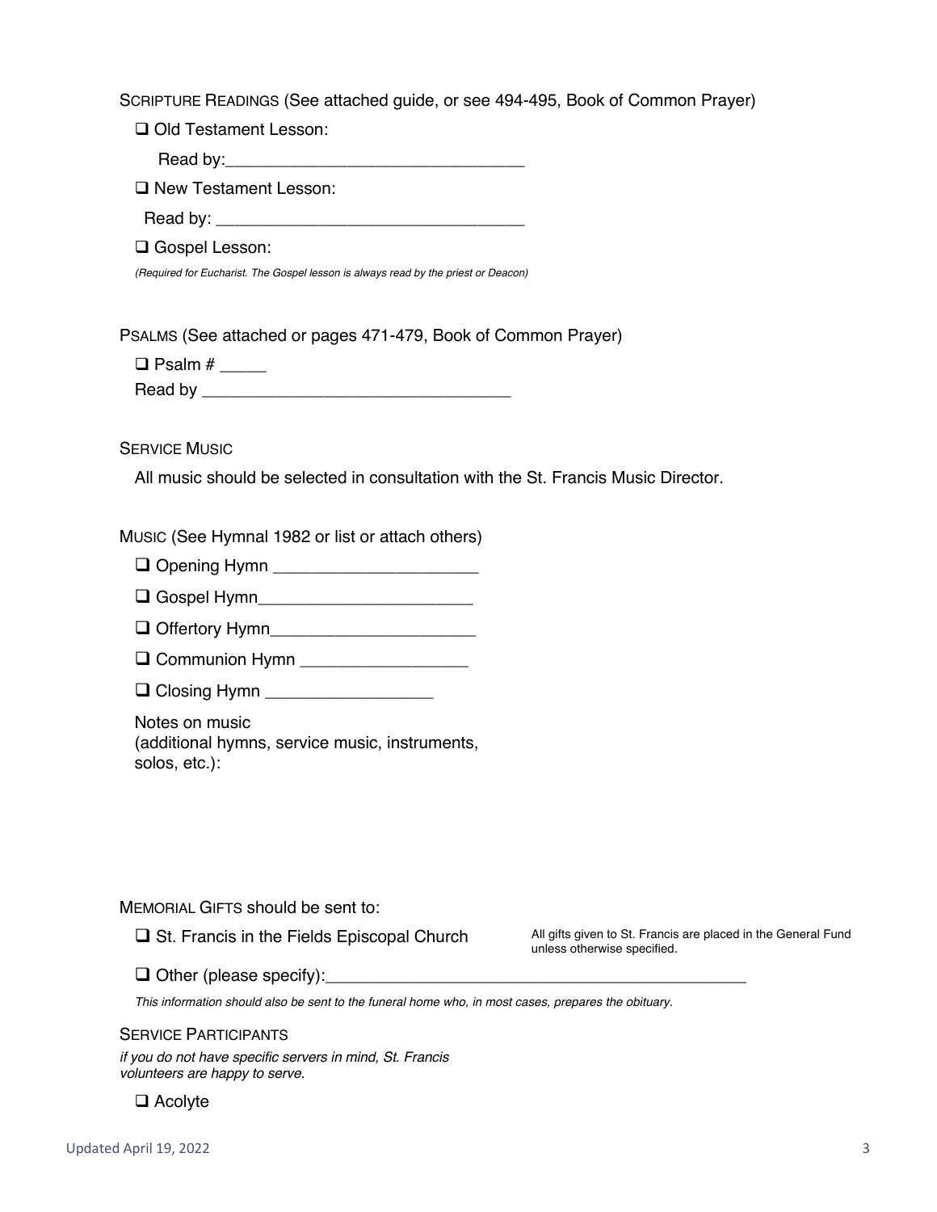SCRIPTURE READINGS (See attached guide, or see 494-495, Book of Common Prayer)

❑ Old Testament Lesson:

Read by:_________________________________

❑ New Testament Lesson:

Read by: __________________________________

❑ Gospel Lesson:

*(Required for Eucharist. The Gospel lesson is always read by the priest or Deacon)*

PSALMS (See attached or pages 471-479, Book of Common Prayer)

❑ Psalm # _____

Read by __________________________________

SERVICE MUSIC

All music should be selected in consultation with the St. Francis Music Director.

MUSIC (See Hymnal 1982 or list or attach others)

❑ Opening Hymn ______________________

❑ Gospel Hymn________________________

❑ Offertory Hymn______________________

❑ Communion Hymn __________________

❑ Closing Hymn __________________

Notes on music
(additional hymns, service music, instruments, solos, etc.):

MEMORIAL GIFTS should be sent to:

❑ St. Francis in the Fields Episcopal Church

All gifts given to St. Francis are placed in the General Fund unless otherwise specified.

❑ Other (please specify):_______________________________________________

*This information should also be sent to the funeral home who, in most cases, prepares the obituary.*

SERVICE PARTICIPANTS

*if you do not have specific servers in mind, St. Francis volunteers are happy to serve.*

❑ Acolyte

Updated April 19, 2022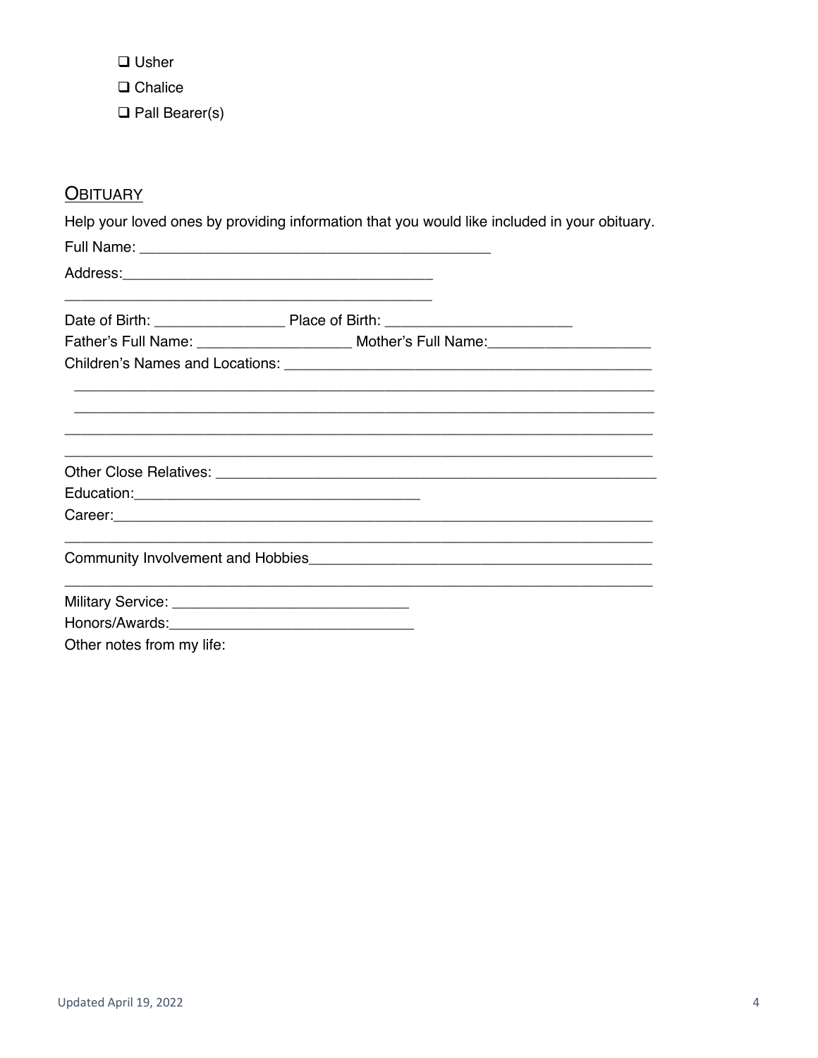- ❑ Usher
- ❑ Chalice
- ❑ Pall Bearer(s)

## Obituary

Help your loved ones by providing information that you would like included in your obituary.

Full Name: ___________________________________________

Address:_______________________________________

_______________________________________

Date of Birth: ________________ Place of Birth: _______________________

Father's Full Name: ___________________ Mother's Full Name:____________________

Children's Names and Locations: _____________________________________________

_________________________________________________________________________

_________________________________________________________________________

_________________________________________________________________________

_________________________________________________________________________

Other Close Relatives: _______________________________________________________

Education:___________________________________

Career:______________________________________________________________

_________________________________________________________________________

Community Involvement and Hobbies___________________________________________

_________________________________________________________________________

Military Service: _____________________________

Honors/Awards:_____________________________

Other notes from my life: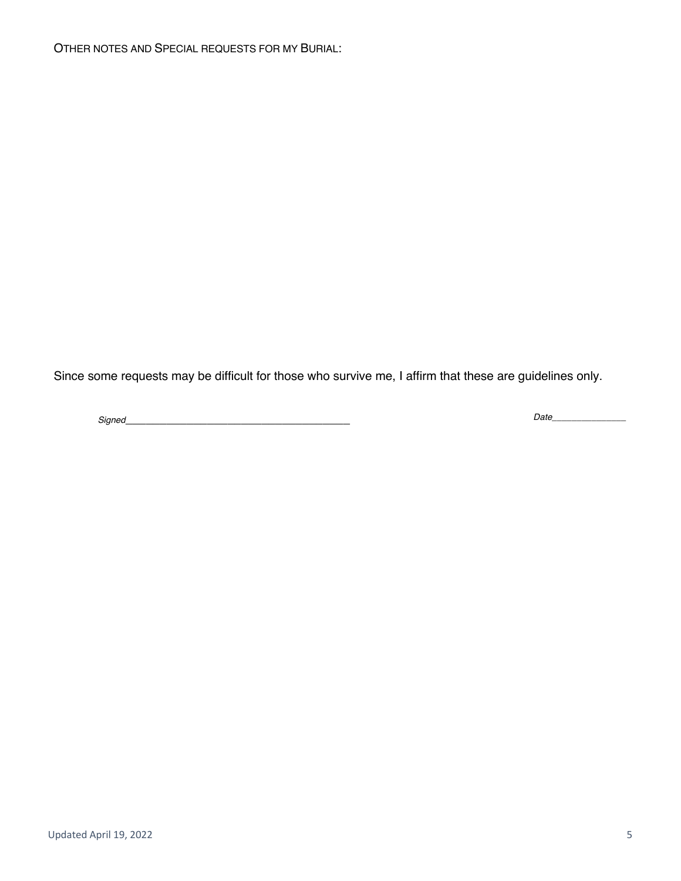OTHER NOTES AND SPECIAL REQUESTS FOR MY BURIAL:

Since some requests may be difficult for those who survive me, I affirm that these are guidelines only.

*Signed*__________________________________________ *Date*_______________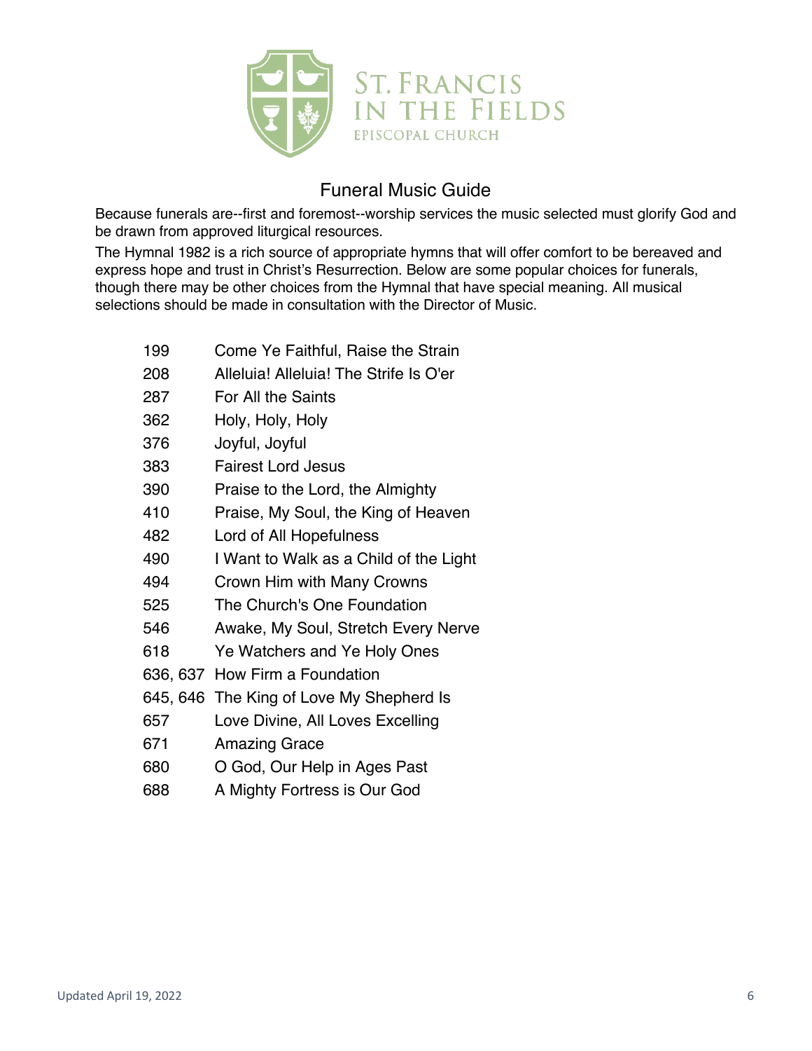ST. FRANCIS IN THE FIELDS
EPISCOPAL CHURCH

# Funeral Music Guide

Because funerals are--first and foremost--worship services the music selected must glorify God and be drawn from approved liturgical resources.

The Hymnal 1982 is a rich source of appropriate hymns that will offer comfort to be bereaved and express hope and trust in Christ's Resurrection. Below are some popular choices for funerals, though there may be other choices from the Hymnal that have special meaning. All musical selections should be made in consultation with the Director of Music.

| | |
|---|---|
| 199 | Come Ye Faithful, Raise the Strain |
| 208 | Alleluia! Alleluia! The Strife Is O'er |
| 287 | For All the Saints |
| 362 | Holy, Holy, Holy |
| 376 | Joyful, Joyful |
| 383 | Fairest Lord Jesus |
| 390 | Praise to the Lord, the Almighty |
| 410 | Praise, My Soul, the King of Heaven |
| 482 | Lord of All Hopefulness |
| 490 | I Want to Walk as a Child of the Light |
| 494 | Crown Him with Many Crowns |
| 525 | The Church's One Foundation |
| 546 | Awake, My Soul, Stretch Every Nerve |
| 618 | Ye Watchers and Ye Holy Ones |
| 636, 637 | How Firm a Foundation |
| 645, 646 | The King of Love My Shepherd Is |
| 657 | Love Divine, All Loves Excelling |
| 671 | Amazing Grace |
| 680 | O God, Our Help in Ages Past |
| 688 | A Mighty Fortress is Our God |

Updated April 19, 2022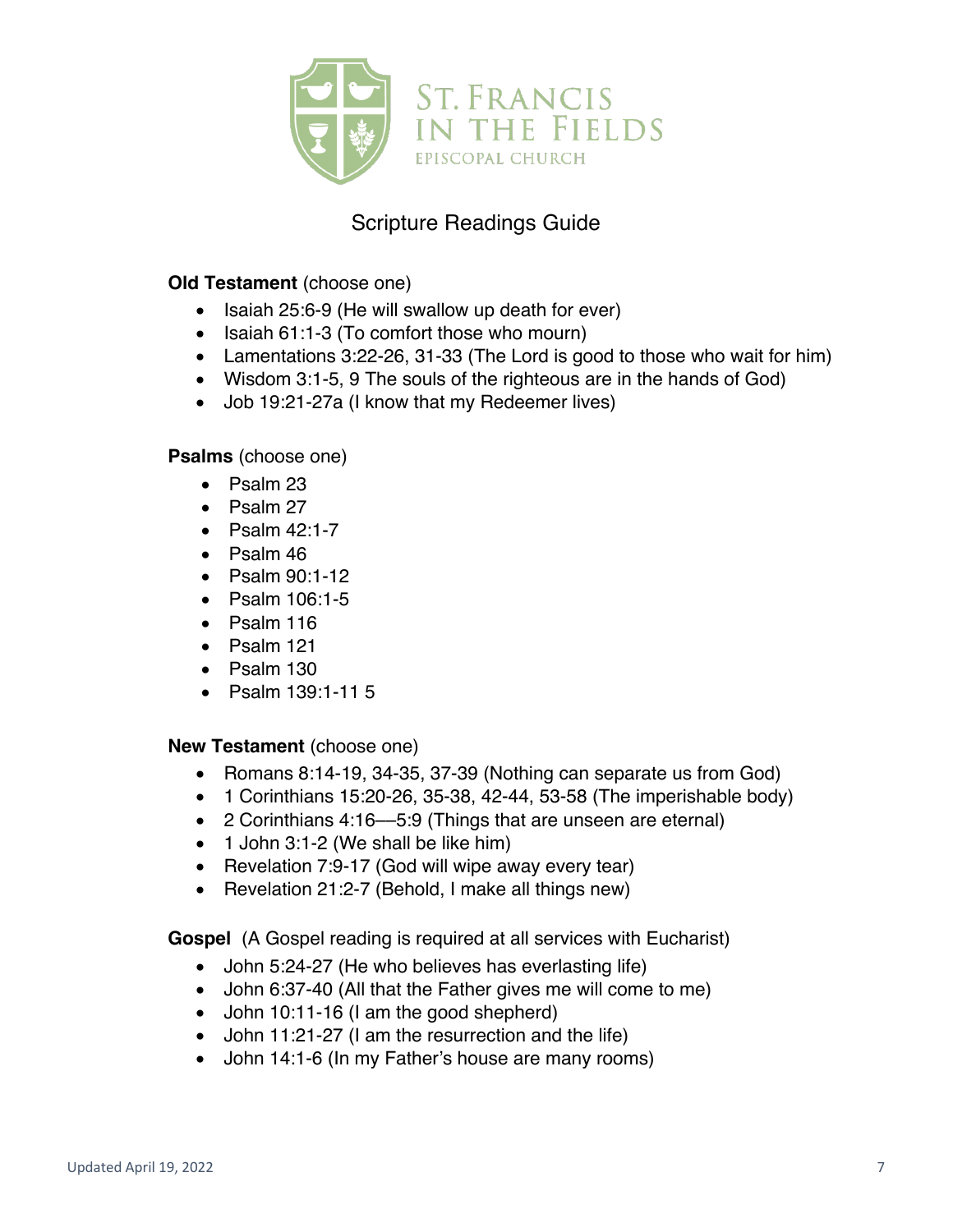ST. FRANCIS
IN THE FIELDS
EPISCOPAL CHURCH

# Scripture Readings Guide

**Old Testament** (choose one)

- Isaiah 25:6-9 (He will swallow up death for ever)
- Isaiah 61:1-3 (To comfort those who mourn)
- Lamentations 3:22-26, 31-33 (The Lord is good to those who wait for him)
- Wisdom 3:1-5, 9 The souls of the righteous are in the hands of God)
- Job 19:21-27a (I know that my Redeemer lives)

**Psalms** (choose one)

- Psalm 23
- Psalm 27
- Psalm 42:1-7
- Psalm 46
- Psalm 90:1-12
- Psalm 106:1-5
- Psalm 116
- Psalm 121
- Psalm 130
- Psalm 139:1-11 5

**New Testament** (choose one)

- Romans 8:14-19, 34-35, 37-39 (Nothing can separate us from God)
- 1 Corinthians 15:20-26, 35-38, 42-44, 53-58 (The imperishable body)
- 2 Corinthians 4:16—5:9 (Things that are unseen are eternal)
- 1 John 3:1-2 (We shall be like him)
- Revelation 7:9-17 (God will wipe away every tear)
- Revelation 21:2-7 (Behold, I make all things new)

**Gospel** (A Gospel reading is required at all services with Eucharist)

- John 5:24-27 (He who believes has everlasting life)
- John 6:37-40 (All that the Father gives me will come to me)
- John 10:11-16 (I am the good shepherd)
- John 11:21-27 (I am the resurrection and the life)
- John 14:1-6 (In my Father's house are many rooms)

Updated April 19, 2022